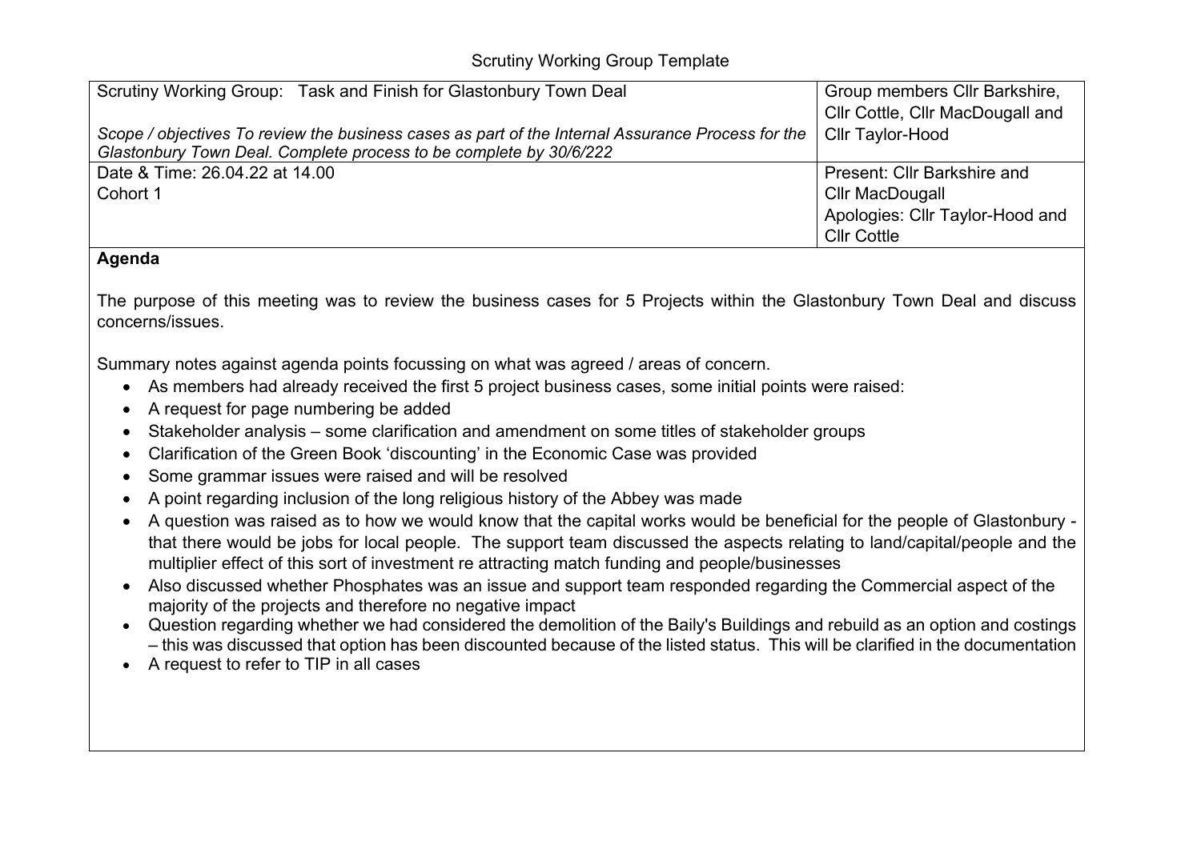Scrutiny Working Group Template

| Scrutiny Working Group: Task and Finish for Glastonbury Town Deal<br><br>*Scope / objectives To review the business cases as part of the Internal Assurance Process for the Glastonbury Town Deal. Complete process to be complete by 30/6/222* | Group members Cllr Barkshire, Cllr Cottle, Cllr MacDougall and Cllr Taylor-Hood |
|---|---|
| Date & Time: 26.04.22 at 14.00<br>Cohort 1 | Present: Cllr Barkshire and Cllr MacDougall<br>Apologies: Cllr Taylor-Hood and Cllr Cottle |

**Agenda**

The purpose of this meeting was to review the business cases for 5 Projects within the Glastonbury Town Deal and discuss concerns/issues.

Summary notes against agenda points focussing on what was agreed / areas of concern.

- As members had already received the first 5 project business cases, some initial points were raised:
- A request for page numbering be added
- Stakeholder analysis – some clarification and amendment on some titles of stakeholder groups
- Clarification of the Green Book 'discounting' in the Economic Case was provided
- Some grammar issues were raised and will be resolved
- A point regarding inclusion of the long religious history of the Abbey was made
- A question was raised as to how we would know that the capital works would be beneficial for the people of Glastonbury - that there would be jobs for local people. The support team discussed the aspects relating to land/capital/people and the multiplier effect of this sort of investment re attracting match funding and people/businesses
- Also discussed whether Phosphates was an issue and support team responded regarding the Commercial aspect of the majority of the projects and therefore no negative impact
- Question regarding whether we had considered the demolition of the Baily's Buildings and rebuild as an option and costings – this was discussed that option has been discounted because of the listed status. This will be clarified in the documentation
- A request to refer to TIP in all cases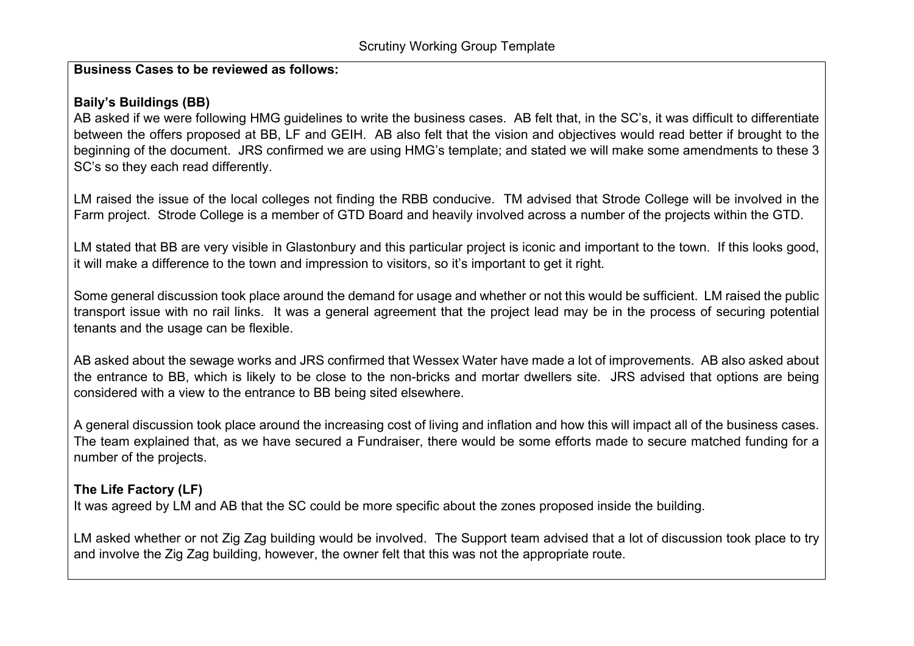**Business Cases to be reviewed as follows:**

**Baily's Buildings (BB)**

AB asked if we were following HMG guidelines to write the business cases. AB felt that, in the SC's, it was difficult to differentiate between the offers proposed at BB, LF and GEIH. AB also felt that the vision and objectives would read better if brought to the beginning of the document. JRS confirmed we are using HMG's template; and stated we will make some amendments to these 3 SC's so they each read differently.

LM raised the issue of the local colleges not finding the RBB conducive. TM advised that Strode College will be involved in the Farm project. Strode College is a member of GTD Board and heavily involved across a number of the projects within the GTD.

LM stated that BB are very visible in Glastonbury and this particular project is iconic and important to the town. If this looks good, it will make a difference to the town and impression to visitors, so it's important to get it right.

Some general discussion took place around the demand for usage and whether or not this would be sufficient. LM raised the public transport issue with no rail links. It was a general agreement that the project lead may be in the process of securing potential tenants and the usage can be flexible.

AB asked about the sewage works and JRS confirmed that Wessex Water have made a lot of improvements. AB also asked about the entrance to BB, which is likely to be close to the non-bricks and mortar dwellers site. JRS advised that options are being considered with a view to the entrance to BB being sited elsewhere.

A general discussion took place around the increasing cost of living and inflation and how this will impact all of the business cases. The team explained that, as we have secured a Fundraiser, there would be some efforts made to secure matched funding for a number of the projects.

**The Life Factory (LF)**

It was agreed by LM and AB that the SC could be more specific about the zones proposed inside the building.

LM asked whether or not Zig Zag building would be involved. The Support team advised that a lot of discussion took place to try and involve the Zig Zag building, however, the owner felt that this was not the appropriate route.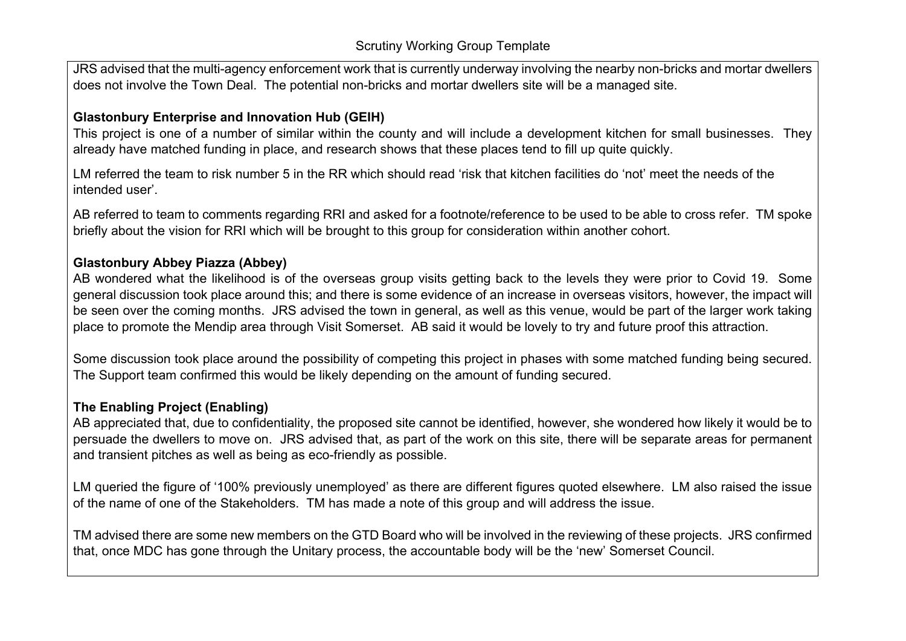JRS advised that the multi-agency enforcement work that is currently underway involving the nearby non-bricks and mortar dwellers does not involve the Town Deal. The potential non-bricks and mortar dwellers site will be a managed site.

**Glastonbury Enterprise and Innovation Hub (GEIH)**

This project is one of a number of similar within the county and will include a development kitchen for small businesses. They already have matched funding in place, and research shows that these places tend to fill up quite quickly.

LM referred the team to risk number 5 in the RR which should read 'risk that kitchen facilities do 'not' meet the needs of the intended user'.

AB referred to team to comments regarding RRI and asked for a footnote/reference to be used to be able to cross refer. TM spoke briefly about the vision for RRI which will be brought to this group for consideration within another cohort.

**Glastonbury Abbey Piazza (Abbey)**

AB wondered what the likelihood is of the overseas group visits getting back to the levels they were prior to Covid 19. Some general discussion took place around this; and there is some evidence of an increase in overseas visitors, however, the impact will be seen over the coming months. JRS advised the town in general, as well as this venue, would be part of the larger work taking place to promote the Mendip area through Visit Somerset. AB said it would be lovely to try and future proof this attraction.

Some discussion took place around the possibility of competing this project in phases with some matched funding being secured. The Support team confirmed this would be likely depending on the amount of funding secured.

**The Enabling Project (Enabling)**

AB appreciated that, due to confidentiality, the proposed site cannot be identified, however, she wondered how likely it would be to persuade the dwellers to move on. JRS advised that, as part of the work on this site, there will be separate areas for permanent and transient pitches as well as being as eco-friendly as possible.

LM queried the figure of '100% previously unemployed' as there are different figures quoted elsewhere. LM also raised the issue of the name of one of the Stakeholders. TM has made a note of this group and will address the issue.

TM advised there are some new members on the GTD Board who will be involved in the reviewing of these projects. JRS confirmed that, once MDC has gone through the Unitary process, the accountable body will be the 'new' Somerset Council.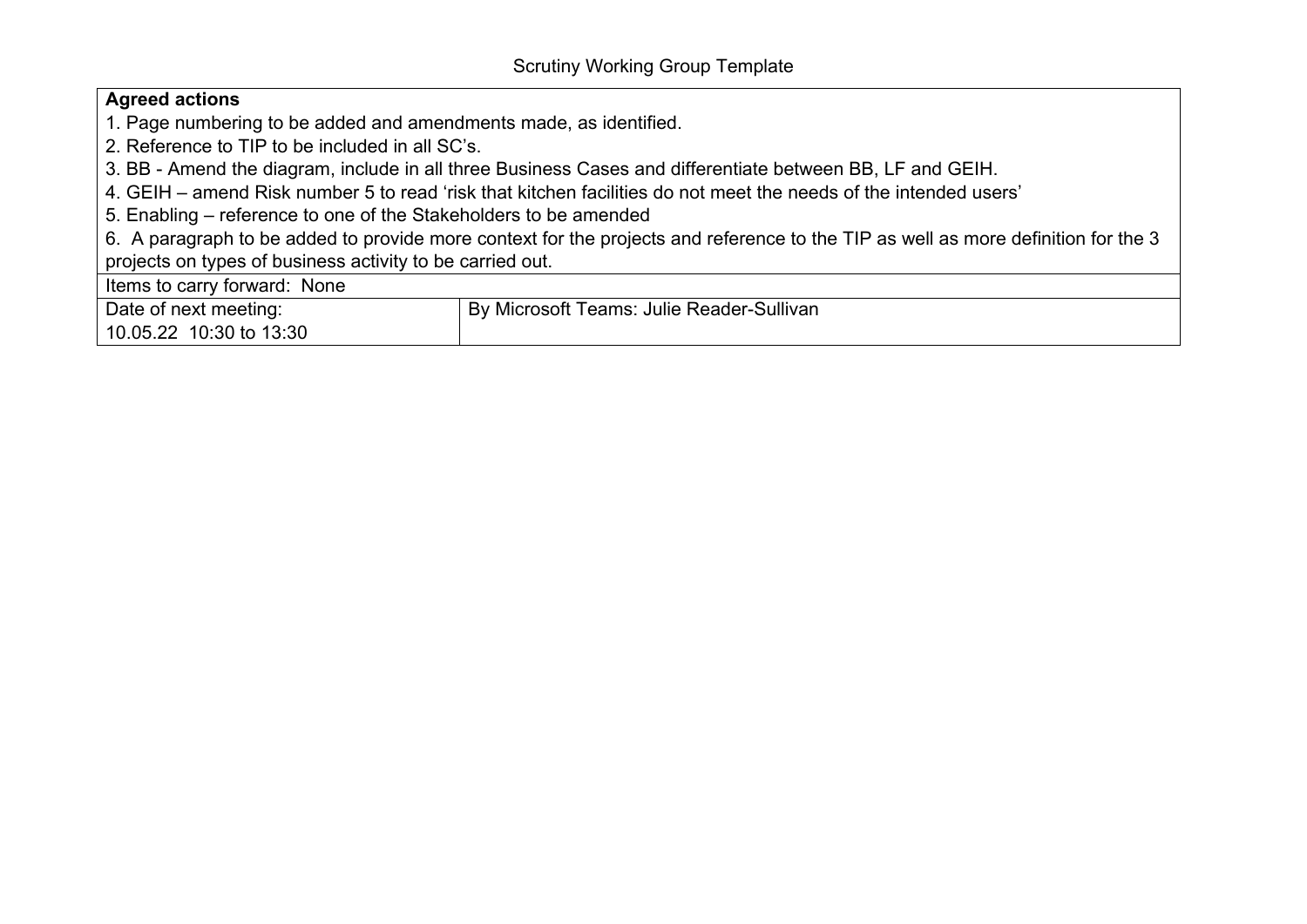Scrutiny Working Group Template

| | |
|---|---|
| **Agreed actions**<br>1. Page numbering to be added and amendments made, as identified.<br>2. Reference to TIP to be included in all SC's.<br>3. BB - Amend the diagram, include in all three Business Cases and differentiate between BB, LF and GEIH.<br>4. GEIH – amend Risk number 5 to read 'risk that kitchen facilities do not meet the needs of the intended users'<br>5. Enabling – reference to one of the Stakeholders to be amended<br>6. A paragraph to be added to provide more context for the projects and reference to the TIP as well as more definition for the 3 projects on types of business activity to be carried out. | |
| Items to carry forward: None | |
| Date of next meeting:<br>10.05.22 10:30 to 13:30 | By Microsoft Teams: Julie Reader-Sullivan |